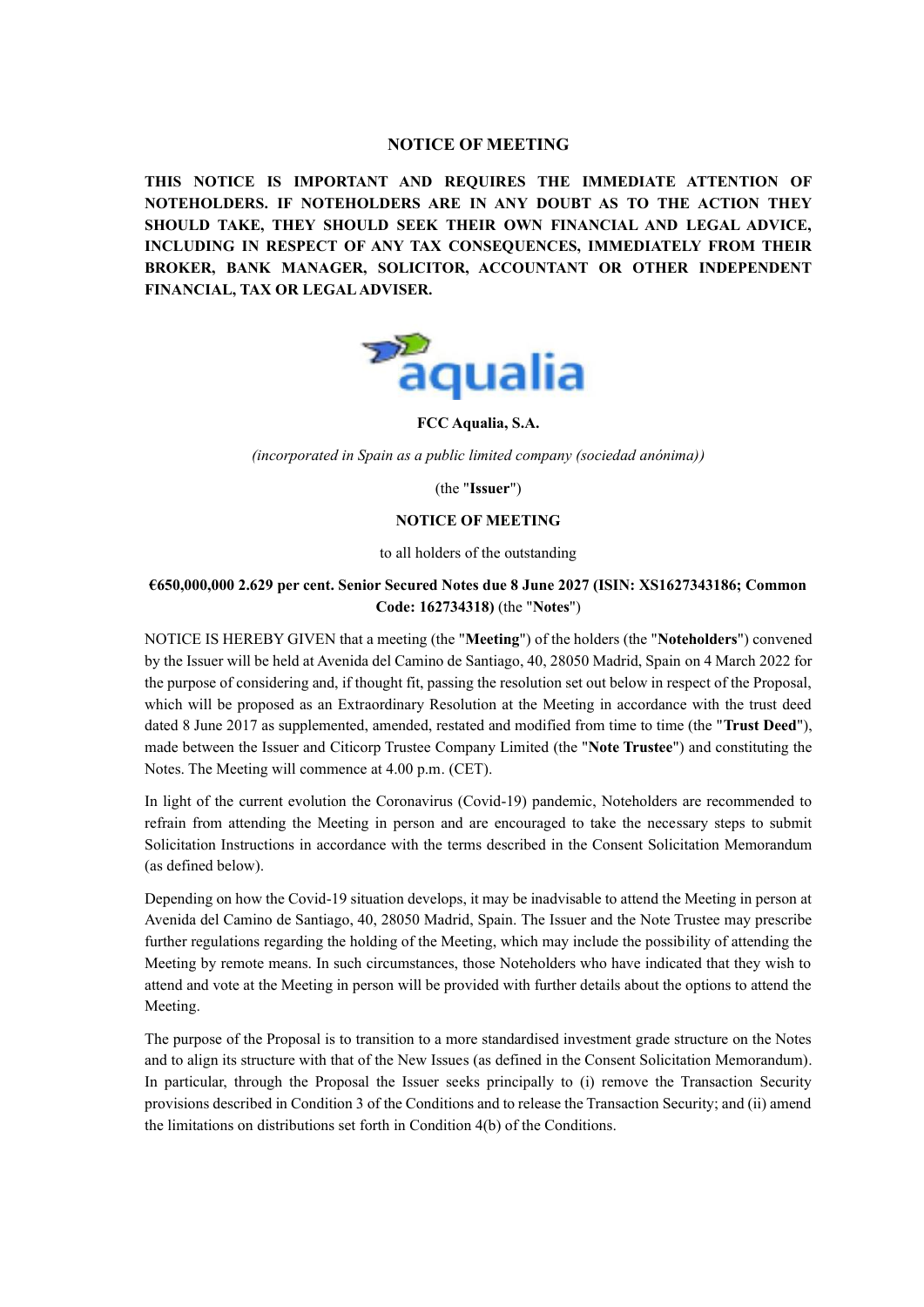# NOTICE OF MEETING

**THIS NOTICE IS IMPORTANT AND REQUIRES THE IMMEDIATE ATTENTION OF NOTEHOLDERS. IF NOTEHOLDERS ARE IN ANY DOUBT AS TO THE ACTION THEY SHOULD TAKE, THEY SHOULD SEEK THEIR OWN FINANCIAL AND LEGAL ADVICE, INCLUDING IN RESPECT OF ANY TAX CONSEQUENCES, IMMEDIATELY FROM THEIR BROKER, BANK MANAGER, SOLICITOR, ACCOUNTANT OR OTHER INDEPENDENT FINANCIAL, TAX OR LEGAL ADVISER.**

aqualia

**FCC Aqualia, S.A.**

*(incorporated in Spain as a public limited company (sociedad anónima))*

(the "**Issuer**")

## NOTICE OF MEETING

to all holders of the outstanding

**€650,000,000 2.629 per cent. Senior Secured Notes due 8 June 2027 (ISIN: XS1627343186; Common Code: 162734318)** (the "**Notes**")

NOTICE IS HEREBY GIVEN that a meeting (the "**Meeting**") of the holders (the "**Noteholders**") convened by the Issuer will be held at Avenida del Camino de Santiago, 40, 28050 Madrid, Spain on 4 March 2022 for the purpose of considering and, if thought fit, passing the resolution set out below in respect of the Proposal, which will be proposed as an Extraordinary Resolution at the Meeting in accordance with the trust deed dated 8 June 2017 as supplemented, amended, restated and modified from time to time (the "**Trust Deed**"), made between the Issuer and Citicorp Trustee Company Limited (the "**Note Trustee**") and constituting the Notes. The Meeting will commence at 4.00 p.m. (CET).

In light of the current evolution the Coronavirus (Covid-19) pandemic, Noteholders are recommended to refrain from attending the Meeting in person and are encouraged to take the necessary steps to submit Solicitation Instructions in accordance with the terms described in the Consent Solicitation Memorandum (as defined below).

Depending on how the Covid-19 situation develops, it may be inadvisable to attend the Meeting in person at Avenida del Camino de Santiago, 40, 28050 Madrid, Spain. The Issuer and the Note Trustee may prescribe further regulations regarding the holding of the Meeting, which may include the possibility of attending the Meeting by remote means. In such circumstances, those Noteholders who have indicated that they wish to attend and vote at the Meeting in person will be provided with further details about the options to attend the Meeting.

The purpose of the Proposal is to transition to a more standardised investment grade structure on the Notes and to align its structure with that of the New Issues (as defined in the Consent Solicitation Memorandum). In particular, through the Proposal the Issuer seeks principally to (i) remove the Transaction Security provisions described in Condition 3 of the Conditions and to release the Transaction Security; and (ii) amend the limitations on distributions set forth in Condition 4(b) of the Conditions.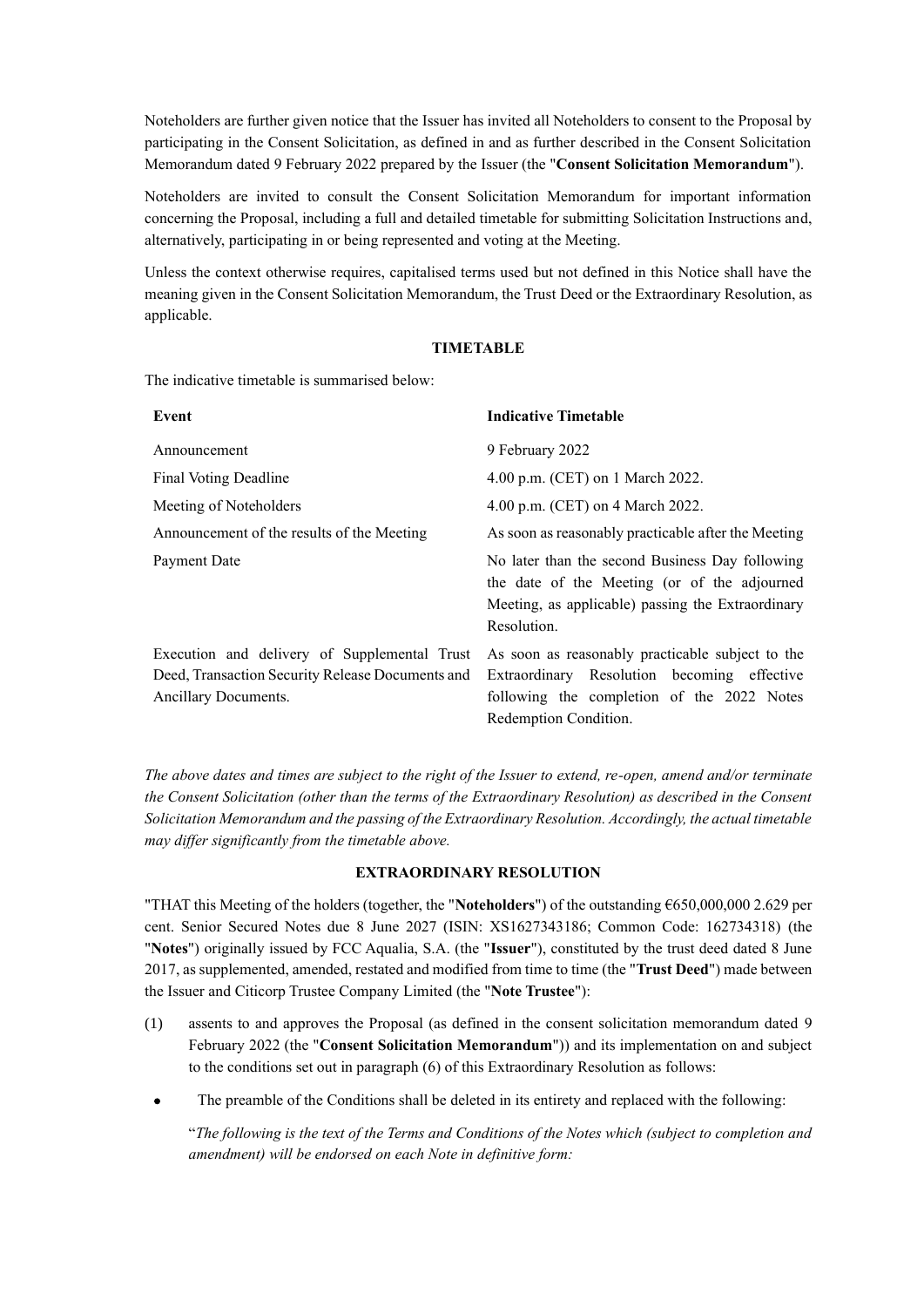Noteholders are further given notice that the Issuer has invited all Noteholders to consent to the Proposal by participating in the Consent Solicitation, as defined in and as further described in the Consent Solicitation Memorandum dated 9 February 2022 prepared by the Issuer (the "**Consent Solicitation Memorandum**").

Noteholders are invited to consult the Consent Solicitation Memorandum for important information concerning the Proposal, including a full and detailed timetable for submitting Solicitation Instructions and, alternatively, participating in or being represented and voting at the Meeting.

Unless the context otherwise requires, capitalised terms used but not defined in this Notice shall have the meaning given in the Consent Solicitation Memorandum, the Trust Deed or the Extraordinary Resolution, as applicable.

**TIMETABLE**

The indicative timetable is summarised below:

| **Event** | **Indicative Timetable** |
|---|---|
| Announcement | 9 February 2022 |
| Final Voting Deadline | 4.00 p.m. (CET) on 1 March 2022. |
| Meeting of Noteholders | 4.00 p.m. (CET) on 4 March 2022. |
| Announcement of the results of the Meeting | As soon as reasonably practicable after the Meeting |
| Payment Date | No later than the second Business Day following the date of the Meeting (or of the adjourned Meeting, as applicable) passing the Extraordinary Resolution. |
| Execution and delivery of Supplemental Trust Deed, Transaction Security Release Documents and Ancillary Documents. | As soon as reasonably practicable subject to the Extraordinary Resolution becoming effective following the completion of the 2022 Notes Redemption Condition. |

*The above dates and times are subject to the right of the Issuer to extend, re-open, amend and/or terminate the Consent Solicitation (other than the terms of the Extraordinary Resolution) as described in the Consent Solicitation Memorandum and the passing of the Extraordinary Resolution. Accordingly, the actual timetable may differ significantly from the timetable above.*

**EXTRAORDINARY RESOLUTION**

"THAT this Meeting of the holders (together, the "**Noteholders**") of the outstanding €650,000,000 2.629 per cent. Senior Secured Notes due 8 June 2027 (ISIN: XS1627343186; Common Code: 162734318) (the "**Notes**") originally issued by FCC Aqualia, S.A. (the "**Issuer**"), constituted by the trust deed dated 8 June 2017, as supplemented, amended, restated and modified from time to time (the "**Trust Deed**") made between the Issuer and Citicorp Trustee Company Limited (the "**Note Trustee**"):

(1) assents to and approves the Proposal (as defined in the consent solicitation memorandum dated 9 February 2022 (the "**Consent Solicitation Memorandum**")) and its implementation on and subject to the conditions set out in paragraph (6) of this Extraordinary Resolution as follows:

- The preamble of the Conditions shall be deleted in its entirety and replaced with the following:

  "*The following is the text of the Terms and Conditions of the Notes which (subject to completion and amendment) will be endorsed on each Note in definitive form:*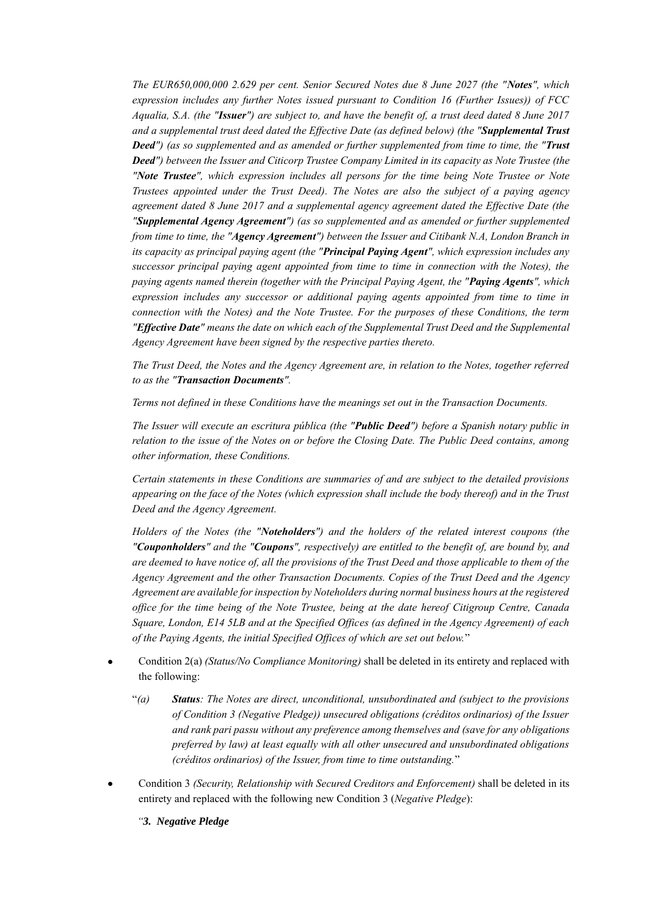*The EUR650,000,000 2.629 per cent. Senior Secured Notes due 8 June 2027 (the "**Notes**", which expression includes any further Notes issued pursuant to Condition 16 (Further Issues)) of FCC Aqualia, S.A. (the "**Issuer**") are subject to, and have the benefit of, a trust deed dated 8 June 2017 and a supplemental trust deed dated the Effective Date (as defined below) (the "**Supplemental Trust Deed**") (as so supplemented and as amended or further supplemented from time to time, the "**Trust Deed**") between the Issuer and Citicorp Trustee Company Limited in its capacity as Note Trustee (the "**Note Trustee**", which expression includes all persons for the time being Note Trustee or Note Trustees appointed under the Trust Deed). The Notes are also the subject of a paying agency agreement dated 8 June 2017 and a supplemental agency agreement dated the Effective Date (the "**Supplemental Agency Agreement**") (as so supplemented and as amended or further supplemented from time to time, the "**Agency Agreement**") between the Issuer and Citibank N.A, London Branch in its capacity as principal paying agent (the "**Principal Paying Agent**", which expression includes any successor principal paying agent appointed from time to time in connection with the Notes), the paying agents named therein (together with the Principal Paying Agent, the "**Paying Agents**", which expression includes any successor or additional paying agents appointed from time to time in connection with the Notes) and the Note Trustee. For the purposes of these Conditions, the term "**Effective Date**" means the date on which each of the Supplemental Trust Deed and the Supplemental Agency Agreement have been signed by the respective parties thereto.*

*The Trust Deed, the Notes and the Agency Agreement are, in relation to the Notes, together referred to as the "**Transaction Documents**".*

*Terms not defined in these Conditions have the meanings set out in the Transaction Documents.*

*The Issuer will execute an escritura pública (the "**Public Deed**") before a Spanish notary public in relation to the issue of the Notes on or before the Closing Date. The Public Deed contains, among other information, these Conditions.*

*Certain statements in these Conditions are summaries of and are subject to the detailed provisions appearing on the face of the Notes (which expression shall include the body thereof) and in the Trust Deed and the Agency Agreement.*

*Holders of the Notes (the "**Noteholders**") and the holders of the related interest coupons (the "**Couponholders**" and the "**Coupons**", respectively) are entitled to the benefit of, are bound by, and are deemed to have notice of, all the provisions of the Trust Deed and those applicable to them of the Agency Agreement and the other Transaction Documents. Copies of the Trust Deed and the Agency Agreement are available for inspection by Noteholders during normal business hours at the registered office for the time being of the Note Trustee, being at the date hereof Citigroup Centre, Canada Square, London, E14 5LB and at the Specified Offices (as defined in the Agency Agreement) of each of the Paying Agents, the initial Specified Offices of which are set out below.*"

- Condition 2(a) *(Status/No Compliance Monitoring)* shall be deleted in its entirety and replaced with the following:

  "*(a)* ***Status****: The Notes are direct, unconditional, unsubordinated and (subject to the provisions of Condition 3 (Negative Pledge)) unsecured obligations (créditos ordinarios) of the Issuer and rank pari passu without any preference among themselves and (save for any obligations preferred by law) at least equally with all other unsecured and unsubordinated obligations (créditos ordinarios) of the Issuer, from time to time outstanding.*"

- Condition 3 *(Security, Relationship with Secured Creditors and Enforcement)* shall be deleted in its entirety and replaced with the following new Condition 3 (*Negative Pledge*):

  *"**3. Negative Pledge***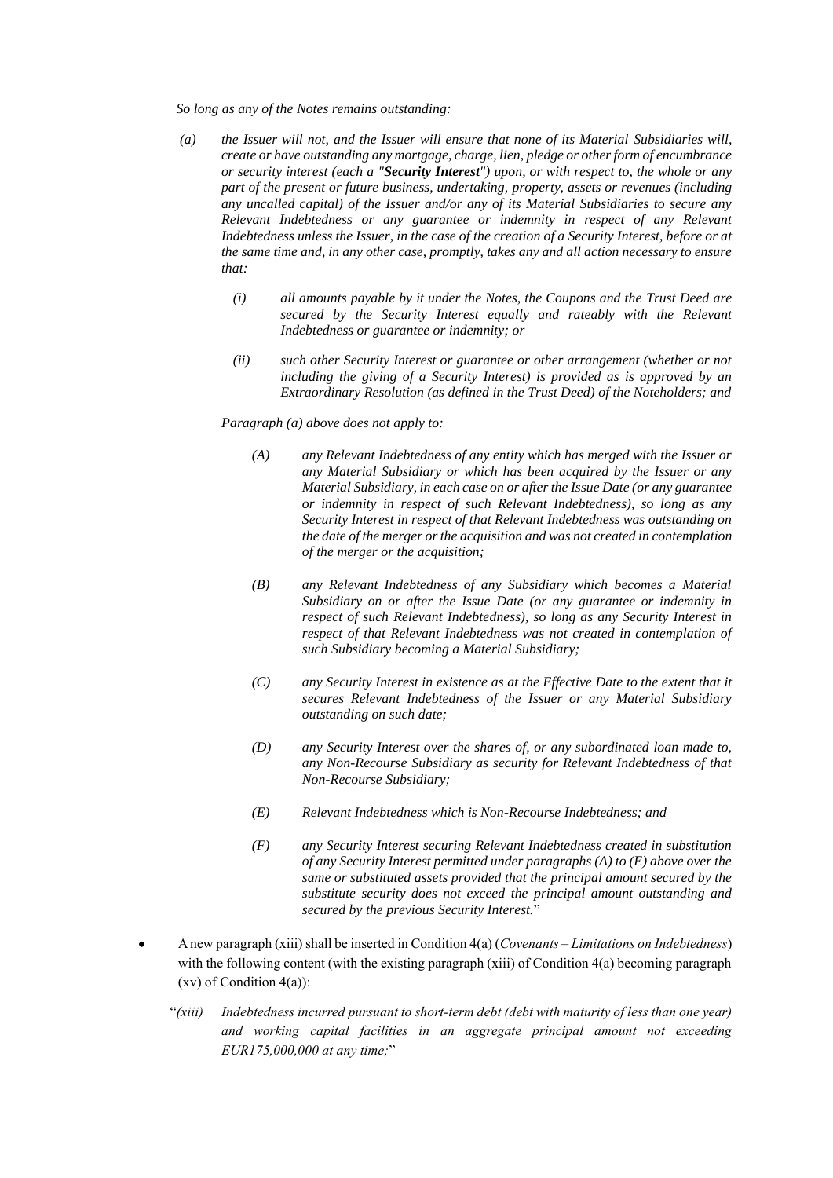*So long as any of the Notes remains outstanding:*

*(a) the Issuer will not, and the Issuer will ensure that none of its Material Subsidiaries will, create or have outstanding any mortgage, charge, lien, pledge or other form of encumbrance or security interest (each a "**Security Interest**") upon, or with respect to, the whole or any part of the present or future business, undertaking, property, assets or revenues (including any uncalled capital) of the Issuer and/or any of its Material Subsidiaries to secure any Relevant Indebtedness or any guarantee or indemnity in respect of any Relevant Indebtedness unless the Issuer, in the case of the creation of a Security Interest, before or at the same time and, in any other case, promptly, takes any and all action necessary to ensure that:*

> *(i) all amounts payable by it under the Notes, the Coupons and the Trust Deed are secured by the Security Interest equally and rateably with the Relevant Indebtedness or guarantee or indemnity; or*
>
> *(ii) such other Security Interest or guarantee or other arrangement (whether or not including the giving of a Security Interest) is provided as is approved by an Extraordinary Resolution (as defined in the Trust Deed) of the Noteholders; and*

*Paragraph (a) above does not apply to:*

> *(A) any Relevant Indebtedness of any entity which has merged with the Issuer or any Material Subsidiary or which has been acquired by the Issuer or any Material Subsidiary, in each case on or after the Issue Date (or any guarantee or indemnity in respect of such Relevant Indebtedness), so long as any Security Interest in respect of that Relevant Indebtedness was outstanding on the date of the merger or the acquisition and was not created in contemplation of the merger or the acquisition;*
>
> *(B) any Relevant Indebtedness of any Subsidiary which becomes a Material Subsidiary on or after the Issue Date (or any guarantee or indemnity in respect of such Relevant Indebtedness), so long as any Security Interest in respect of that Relevant Indebtedness was not created in contemplation of such Subsidiary becoming a Material Subsidiary;*
>
> *(C) any Security Interest in existence as at the Effective Date to the extent that it secures Relevant Indebtedness of the Issuer or any Material Subsidiary outstanding on such date;*
>
> *(D) any Security Interest over the shares of, or any subordinated loan made to, any Non-Recourse Subsidiary as security for Relevant Indebtedness of that Non-Recourse Subsidiary;*
>
> *(E) Relevant Indebtedness which is Non-Recourse Indebtedness; and*
>
> *(F) any Security Interest securing Relevant Indebtedness created in substitution of any Security Interest permitted under paragraphs (A) to (E) above over the same or substituted assets provided that the principal amount secured by the substitute security does not exceed the principal amount outstanding and secured by the previous Security Interest.*"

- A new paragraph (xiii) shall be inserted in Condition 4(a) (*Covenants – Limitations on Indebtedness*) with the following content (with the existing paragraph (xiii) of Condition 4(a) becoming paragraph (xv) of Condition 4(a)):

"*(xiii) Indebtedness incurred pursuant to short-term debt (debt with maturity of less than one year) and working capital facilities in an aggregate principal amount not exceeding EUR175,000,000 at any time;*"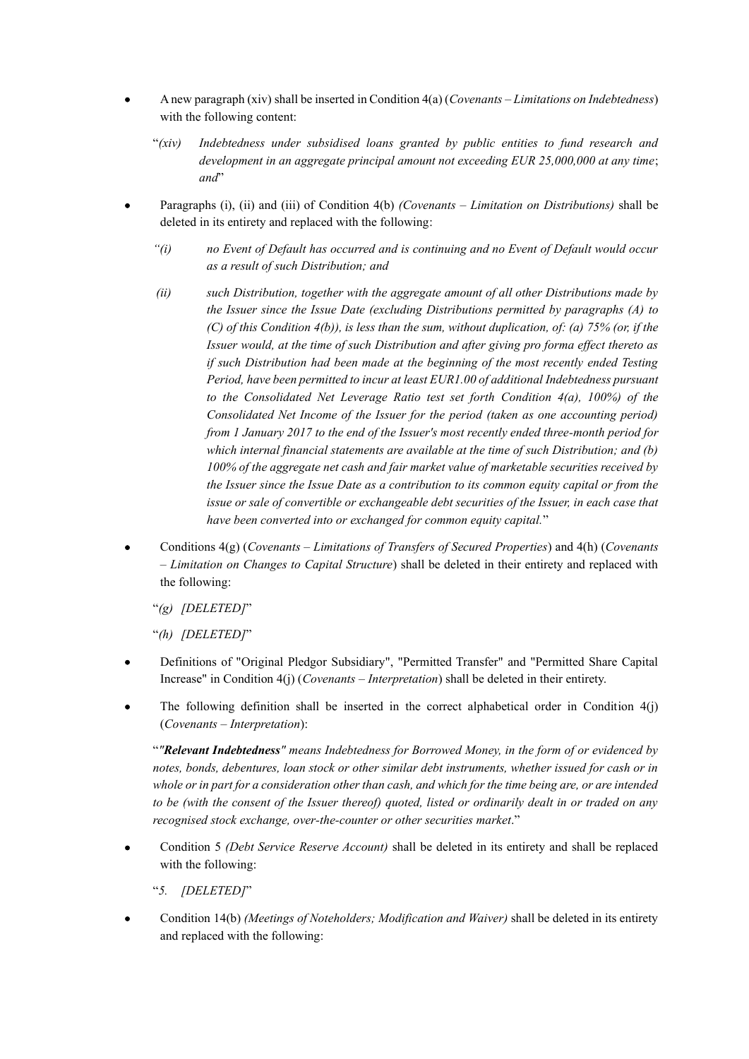- A new paragraph (xiv) shall be inserted in Condition 4(a) (*Covenants – Limitations on Indebtedness*) with the following content:

  "*(xiv) Indebtedness under subsidised loans granted by public entities to fund research and development in an aggregate principal amount not exceeding EUR 25,000,000 at any time*; *and*"

- Paragraphs (i), (ii) and (iii) of Condition 4(b) *(Covenants – Limitation on Distributions)* shall be deleted in its entirety and replaced with the following:

  *"(i) no Event of Default has occurred and is continuing and no Event of Default would occur as a result of such Distribution; and*

  *(ii) such Distribution, together with the aggregate amount of all other Distributions made by the Issuer since the Issue Date (excluding Distributions permitted by paragraphs (A) to (C) of this Condition 4(b)), is less than the sum, without duplication, of: (a) 75% (or, if the Issuer would, at the time of such Distribution and after giving pro forma effect thereto as if such Distribution had been made at the beginning of the most recently ended Testing Period, have been permitted to incur at least EUR1.00 of additional Indebtedness pursuant to the Consolidated Net Leverage Ratio test set forth Condition 4(a), 100%) of the Consolidated Net Income of the Issuer for the period (taken as one accounting period) from 1 January 2017 to the end of the Issuer's most recently ended three-month period for which internal financial statements are available at the time of such Distribution; and (b) 100% of the aggregate net cash and fair market value of marketable securities received by the Issuer since the Issue Date as a contribution to its common equity capital or from the issue or sale of convertible or exchangeable debt securities of the Issuer, in each case that have been converted into or exchanged for common equity capital.*"

- Conditions 4(g) (*Covenants – Limitations of Transfers of Secured Properties*) and 4(h) (*Covenants – Limitation on Changes to Capital Structure*) shall be deleted in their entirety and replaced with the following:

  "*(g) [DELETED]*"

  "*(h) [DELETED]*"

- Definitions of "Original Pledgor Subsidiary", "Permitted Transfer" and "Permitted Share Capital Increase" in Condition 4(j) (*Covenants – Interpretation*) shall be deleted in their entirety.

- The following definition shall be inserted in the correct alphabetical order in Condition 4(j) (*Covenants – Interpretation*):

  "***"Relevant Indebtedness"*** *means Indebtedness for Borrowed Money, in the form of or evidenced by notes, bonds, debentures, loan stock or other similar debt instruments, whether issued for cash or in whole or in part for a consideration other than cash, and which for the time being are, or are intended to be (with the consent of the Issuer thereof) quoted, listed or ordinarily dealt in or traded on any recognised stock exchange, over-the-counter or other securities market*."

- Condition 5 *(Debt Service Reserve Account)* shall be deleted in its entirety and shall be replaced with the following:

  "*5. [DELETED]*"

- Condition 14(b) *(Meetings of Noteholders; Modification and Waiver)* shall be deleted in its entirety and replaced with the following: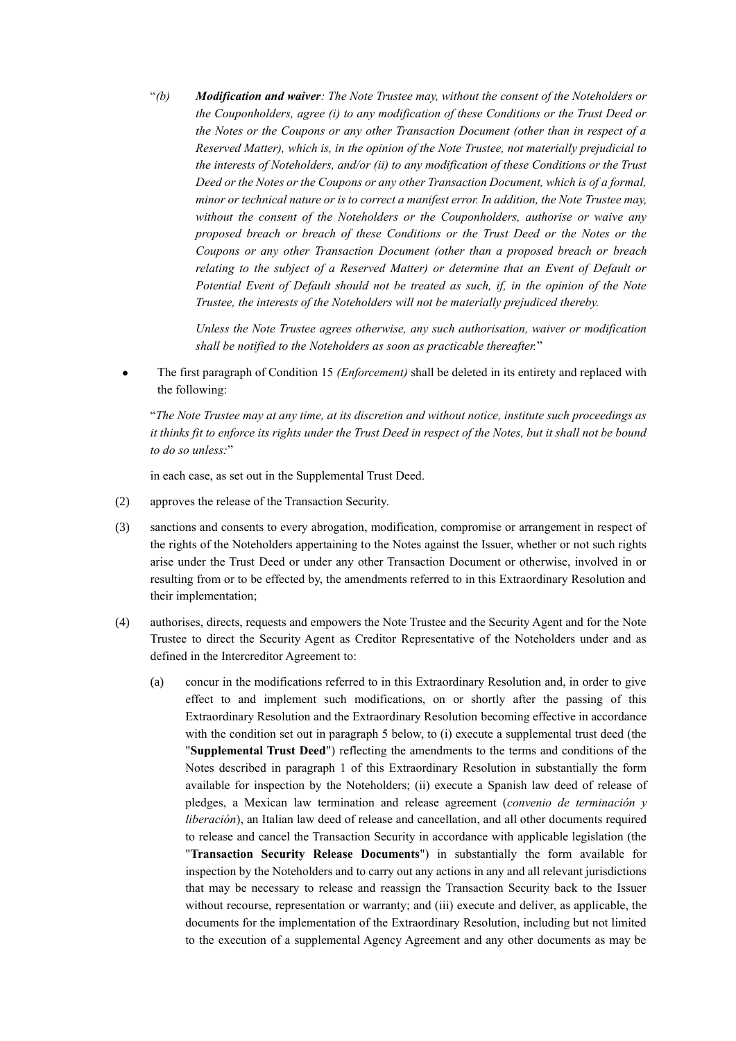"*(b)* ***Modification and waiver****: The Note Trustee may, without the consent of the Noteholders or the Couponholders, agree (i) to any modification of these Conditions or the Trust Deed or the Notes or the Coupons or any other Transaction Document (other than in respect of a Reserved Matter), which is, in the opinion of the Note Trustee, not materially prejudicial to the interests of Noteholders, and/or (ii) to any modification of these Conditions or the Trust Deed or the Notes or the Coupons or any other Transaction Document, which is of a formal, minor or technical nature or is to correct a manifest error. In addition, the Note Trustee may, without the consent of the Noteholders or the Couponholders, authorise or waive any proposed breach or breach of these Conditions or the Trust Deed or the Notes or the Coupons or any other Transaction Document (other than a proposed breach or breach relating to the subject of a Reserved Matter) or determine that an Event of Default or Potential Event of Default should not be treated as such, if, in the opinion of the Note Trustee, the interests of the Noteholders will not be materially prejudiced thereby.*

*Unless the Note Trustee agrees otherwise, any such authorisation, waiver or modification shall be notified to the Noteholders as soon as practicable thereafter.*"

- The first paragraph of Condition 15 *(Enforcement)* shall be deleted in its entirety and replaced with the following:

"*The Note Trustee may at any time, at its discretion and without notice, institute such proceedings as it thinks fit to enforce its rights under the Trust Deed in respect of the Notes, but it shall not be bound to do so unless:*"

in each case, as set out in the Supplemental Trust Deed.

(2) approves the release of the Transaction Security.

(3) sanctions and consents to every abrogation, modification, compromise or arrangement in respect of the rights of the Noteholders appertaining to the Notes against the Issuer, whether or not such rights arise under the Trust Deed or under any other Transaction Document or otherwise, involved in or resulting from or to be effected by, the amendments referred to in this Extraordinary Resolution and their implementation;

(4) authorises, directs, requests and empowers the Note Trustee and the Security Agent and for the Note Trustee to direct the Security Agent as Creditor Representative of the Noteholders under and as defined in the Intercreditor Agreement to:

   (a) concur in the modifications referred to in this Extraordinary Resolution and, in order to give effect to and implement such modifications, on or shortly after the passing of this Extraordinary Resolution and the Extraordinary Resolution becoming effective in accordance with the condition set out in paragraph 5 below, to (i) execute a supplemental trust deed (the "**Supplemental Trust Deed**") reflecting the amendments to the terms and conditions of the Notes described in paragraph 1 of this Extraordinary Resolution in substantially the form available for inspection by the Noteholders; (ii) execute a Spanish law deed of release of pledges, a Mexican law termination and release agreement (*convenio de terminación y liberación*), an Italian law deed of release and cancellation, and all other documents required to release and cancel the Transaction Security in accordance with applicable legislation (the "**Transaction Security Release Documents**") in substantially the form available for inspection by the Noteholders and to carry out any actions in any and all relevant jurisdictions that may be necessary to release and reassign the Transaction Security back to the Issuer without recourse, representation or warranty; and (iii) execute and deliver, as applicable, the documents for the implementation of the Extraordinary Resolution, including but not limited to the execution of a supplemental Agency Agreement and any other documents as may be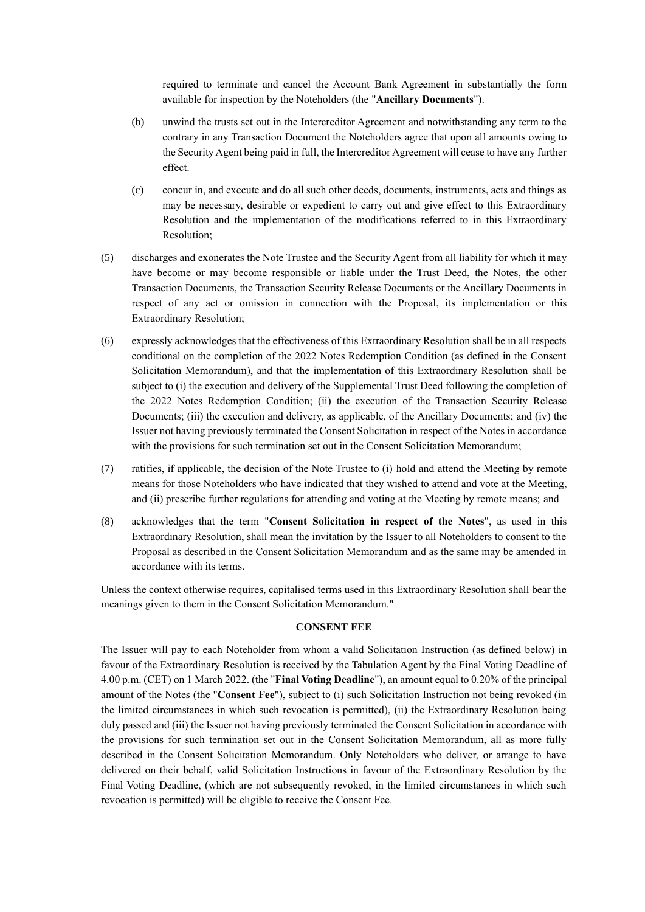required to terminate and cancel the Account Bank Agreement in substantially the form available for inspection by the Noteholders (the "**Ancillary Documents**").

(b) unwind the trusts set out in the Intercreditor Agreement and notwithstanding any term to the contrary in any Transaction Document the Noteholders agree that upon all amounts owing to the Security Agent being paid in full, the Intercreditor Agreement will cease to have any further effect.

(c) concur in, and execute and do all such other deeds, documents, instruments, acts and things as may be necessary, desirable or expedient to carry out and give effect to this Extraordinary Resolution and the implementation of the modifications referred to in this Extraordinary Resolution;

(5) discharges and exonerates the Note Trustee and the Security Agent from all liability for which it may have become or may become responsible or liable under the Trust Deed, the Notes, the other Transaction Documents, the Transaction Security Release Documents or the Ancillary Documents in respect of any act or omission in connection with the Proposal, its implementation or this Extraordinary Resolution;

(6) expressly acknowledges that the effectiveness of this Extraordinary Resolution shall be in all respects conditional on the completion of the 2022 Notes Redemption Condition (as defined in the Consent Solicitation Memorandum), and that the implementation of this Extraordinary Resolution shall be subject to (i) the execution and delivery of the Supplemental Trust Deed following the completion of the 2022 Notes Redemption Condition; (ii) the execution of the Transaction Security Release Documents; (iii) the execution and delivery, as applicable, of the Ancillary Documents; and (iv) the Issuer not having previously terminated the Consent Solicitation in respect of the Notes in accordance with the provisions for such termination set out in the Consent Solicitation Memorandum;

(7) ratifies, if applicable, the decision of the Note Trustee to (i) hold and attend the Meeting by remote means for those Noteholders who have indicated that they wished to attend and vote at the Meeting, and (ii) prescribe further regulations for attending and voting at the Meeting by remote means; and

(8) acknowledges that the term "**Consent Solicitation in respect of the Notes**", as used in this Extraordinary Resolution, shall mean the invitation by the Issuer to all Noteholders to consent to the Proposal as described in the Consent Solicitation Memorandum and as the same may be amended in accordance with its terms.

Unless the context otherwise requires, capitalised terms used in this Extraordinary Resolution shall bear the meanings given to them in the Consent Solicitation Memorandum."

**CONSENT FEE**

The Issuer will pay to each Noteholder from whom a valid Solicitation Instruction (as defined below) in favour of the Extraordinary Resolution is received by the Tabulation Agent by the Final Voting Deadline of 4.00 p.m. (CET) on 1 March 2022. (the "**Final Voting Deadline**"), an amount equal to 0.20% of the principal amount of the Notes (the "**Consent Fee**"), subject to (i) such Solicitation Instruction not being revoked (in the limited circumstances in which such revocation is permitted), (ii) the Extraordinary Resolution being duly passed and (iii) the Issuer not having previously terminated the Consent Solicitation in accordance with the provisions for such termination set out in the Consent Solicitation Memorandum, all as more fully described in the Consent Solicitation Memorandum. Only Noteholders who deliver, or arrange to have delivered on their behalf, valid Solicitation Instructions in favour of the Extraordinary Resolution by the Final Voting Deadline, (which are not subsequently revoked, in the limited circumstances in which such revocation is permitted) will be eligible to receive the Consent Fee.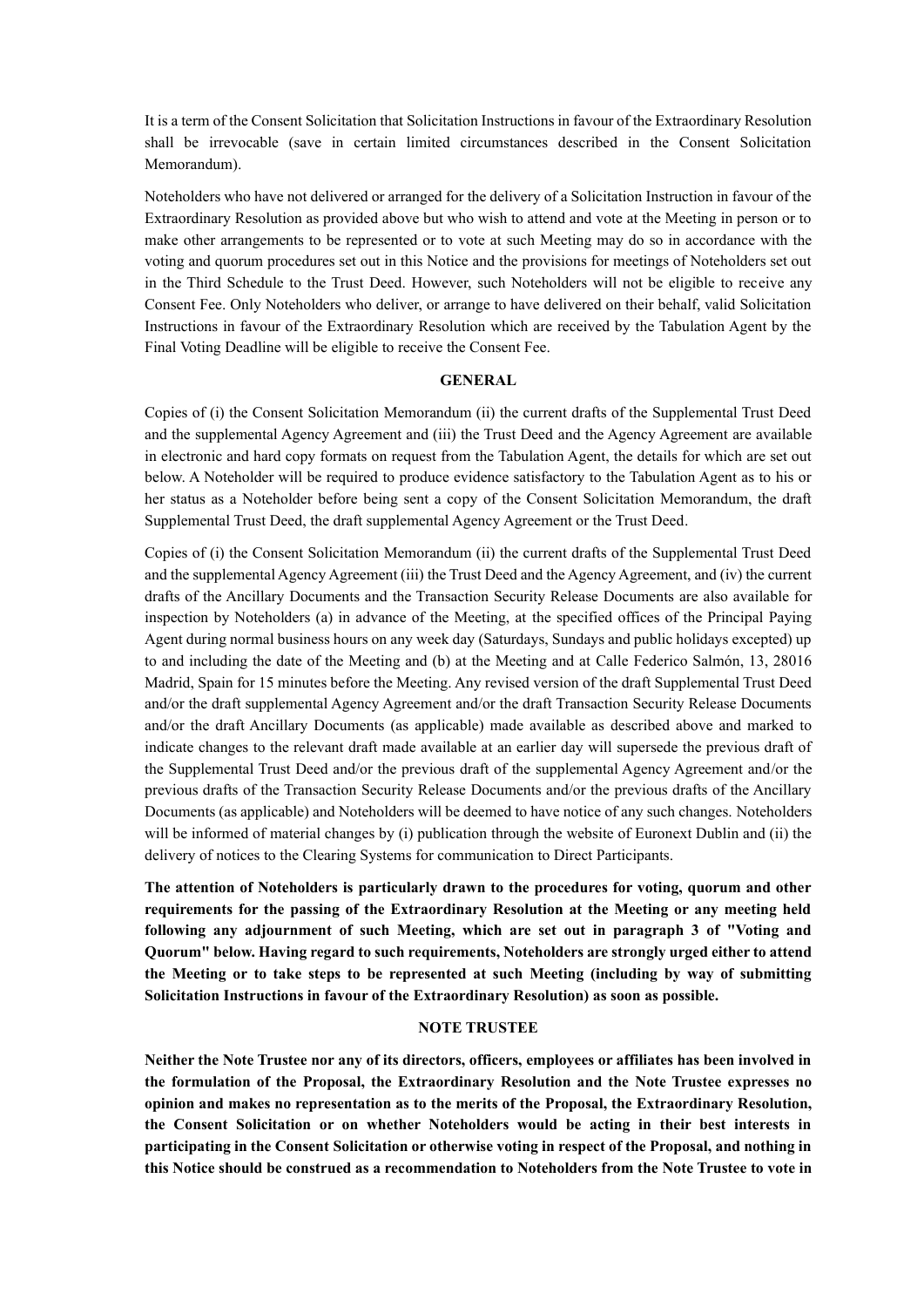It is a term of the Consent Solicitation that Solicitation Instructions in favour of the Extraordinary Resolution shall be irrevocable (save in certain limited circumstances described in the Consent Solicitation Memorandum).

Noteholders who have not delivered or arranged for the delivery of a Solicitation Instruction in favour of the Extraordinary Resolution as provided above but who wish to attend and vote at the Meeting in person or to make other arrangements to be represented or to vote at such Meeting may do so in accordance with the voting and quorum procedures set out in this Notice and the provisions for meetings of Noteholders set out in the Third Schedule to the Trust Deed. However, such Noteholders will not be eligible to receive any Consent Fee. Only Noteholders who deliver, or arrange to have delivered on their behalf, valid Solicitation Instructions in favour of the Extraordinary Resolution which are received by the Tabulation Agent by the Final Voting Deadline will be eligible to receive the Consent Fee.

**GENERAL**

Copies of (i) the Consent Solicitation Memorandum (ii) the current drafts of the Supplemental Trust Deed and the supplemental Agency Agreement and (iii) the Trust Deed and the Agency Agreement are available in electronic and hard copy formats on request from the Tabulation Agent, the details for which are set out below. A Noteholder will be required to produce evidence satisfactory to the Tabulation Agent as to his or her status as a Noteholder before being sent a copy of the Consent Solicitation Memorandum, the draft Supplemental Trust Deed, the draft supplemental Agency Agreement or the Trust Deed.

Copies of (i) the Consent Solicitation Memorandum (ii) the current drafts of the Supplemental Trust Deed and the supplemental Agency Agreement (iii) the Trust Deed and the Agency Agreement, and (iv) the current drafts of the Ancillary Documents and the Transaction Security Release Documents are also available for inspection by Noteholders (a) in advance of the Meeting, at the specified offices of the Principal Paying Agent during normal business hours on any week day (Saturdays, Sundays and public holidays excepted) up to and including the date of the Meeting and (b) at the Meeting and at Calle Federico Salmón, 13, 28016 Madrid, Spain for 15 minutes before the Meeting. Any revised version of the draft Supplemental Trust Deed and/or the draft supplemental Agency Agreement and/or the draft Transaction Security Release Documents and/or the draft Ancillary Documents (as applicable) made available as described above and marked to indicate changes to the relevant draft made available at an earlier day will supersede the previous draft of the Supplemental Trust Deed and/or the previous draft of the supplemental Agency Agreement and/or the previous drafts of the Transaction Security Release Documents and/or the previous drafts of the Ancillary Documents (as applicable) and Noteholders will be deemed to have notice of any such changes. Noteholders will be informed of material changes by (i) publication through the website of Euronext Dublin and (ii) the delivery of notices to the Clearing Systems for communication to Direct Participants.

**The attention of Noteholders is particularly drawn to the procedures for voting, quorum and other requirements for the passing of the Extraordinary Resolution at the Meeting or any meeting held following any adjournment of such Meeting, which are set out in paragraph 3 of "Voting and Quorum" below. Having regard to such requirements, Noteholders are strongly urged either to attend the Meeting or to take steps to be represented at such Meeting (including by way of submitting Solicitation Instructions in favour of the Extraordinary Resolution) as soon as possible.**

**NOTE TRUSTEE**

**Neither the Note Trustee nor any of its directors, officers, employees or affiliates has been involved in the formulation of the Proposal, the Extraordinary Resolution and the Note Trustee expresses no opinion and makes no representation as to the merits of the Proposal, the Extraordinary Resolution, the Consent Solicitation or on whether Noteholders would be acting in their best interests in participating in the Consent Solicitation or otherwise voting in respect of the Proposal, and nothing in this Notice should be construed as a recommendation to Noteholders from the Note Trustee to vote in**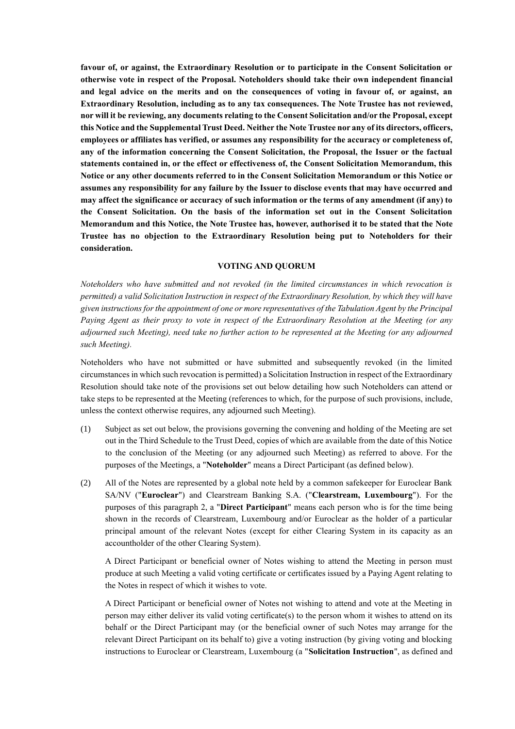**favour of, or against, the Extraordinary Resolution or to participate in the Consent Solicitation or otherwise vote in respect of the Proposal. Noteholders should take their own independent financial and legal advice on the merits and on the consequences of voting in favour of, or against, an Extraordinary Resolution, including as to any tax consequences. The Note Trustee has not reviewed, nor will it be reviewing, any documents relating to the Consent Solicitation and/or the Proposal, except this Notice and the Supplemental Trust Deed. Neither the Note Trustee nor any of its directors, officers, employees or affiliates has verified, or assumes any responsibility for the accuracy or completeness of, any of the information concerning the Consent Solicitation, the Proposal, the Issuer or the factual statements contained in, or the effect or effectiveness of, the Consent Solicitation Memorandum, this Notice or any other documents referred to in the Consent Solicitation Memorandum or this Notice or assumes any responsibility for any failure by the Issuer to disclose events that may have occurred and may affect the significance or accuracy of such information or the terms of any amendment (if any) to the Consent Solicitation. On the basis of the information set out in the Consent Solicitation Memorandum and this Notice, the Note Trustee has, however, authorised it to be stated that the Note Trustee has no objection to the Extraordinary Resolution being put to Noteholders for their consideration.**

## VOTING AND QUORUM

*Noteholders who have submitted and not revoked (in the limited circumstances in which revocation is permitted) a valid Solicitation Instruction in respect of the Extraordinary Resolution, by which they will have given instructions for the appointment of one or more representatives of the Tabulation Agent by the Principal Paying Agent as their proxy to vote in respect of the Extraordinary Resolution at the Meeting (or any adjourned such Meeting), need take no further action to be represented at the Meeting (or any adjourned such Meeting).*

Noteholders who have not submitted or have submitted and subsequently revoked (in the limited circumstances in which such revocation is permitted) a Solicitation Instruction in respect of the Extraordinary Resolution should take note of the provisions set out below detailing how such Noteholders can attend or take steps to be represented at the Meeting (references to which, for the purpose of such provisions, include, unless the context otherwise requires, any adjourned such Meeting).

(1) Subject as set out below, the provisions governing the convening and holding of the Meeting are set out in the Third Schedule to the Trust Deed, copies of which are available from the date of this Notice to the conclusion of the Meeting (or any adjourned such Meeting) as referred to above. For the purposes of the Meetings, a "**Noteholder**" means a Direct Participant (as defined below).

(2) All of the Notes are represented by a global note held by a common safekeeper for Euroclear Bank SA/NV ("**Euroclear**") and Clearstream Banking S.A. ("**Clearstream, Luxembourg**"). For the purposes of this paragraph 2, a "**Direct Participant**" means each person who is for the time being shown in the records of Clearstream, Luxembourg and/or Euroclear as the holder of a particular principal amount of the relevant Notes (except for either Clearing System in its capacity as an accountholder of the other Clearing System).

A Direct Participant or beneficial owner of Notes wishing to attend the Meeting in person must produce at such Meeting a valid voting certificate or certificates issued by a Paying Agent relating to the Notes in respect of which it wishes to vote.

A Direct Participant or beneficial owner of Notes not wishing to attend and vote at the Meeting in person may either deliver its valid voting certificate(s) to the person whom it wishes to attend on its behalf or the Direct Participant may (or the beneficial owner of such Notes may arrange for the relevant Direct Participant on its behalf to) give a voting instruction (by giving voting and blocking instructions to Euroclear or Clearstream, Luxembourg (a "**Solicitation Instruction**", as defined and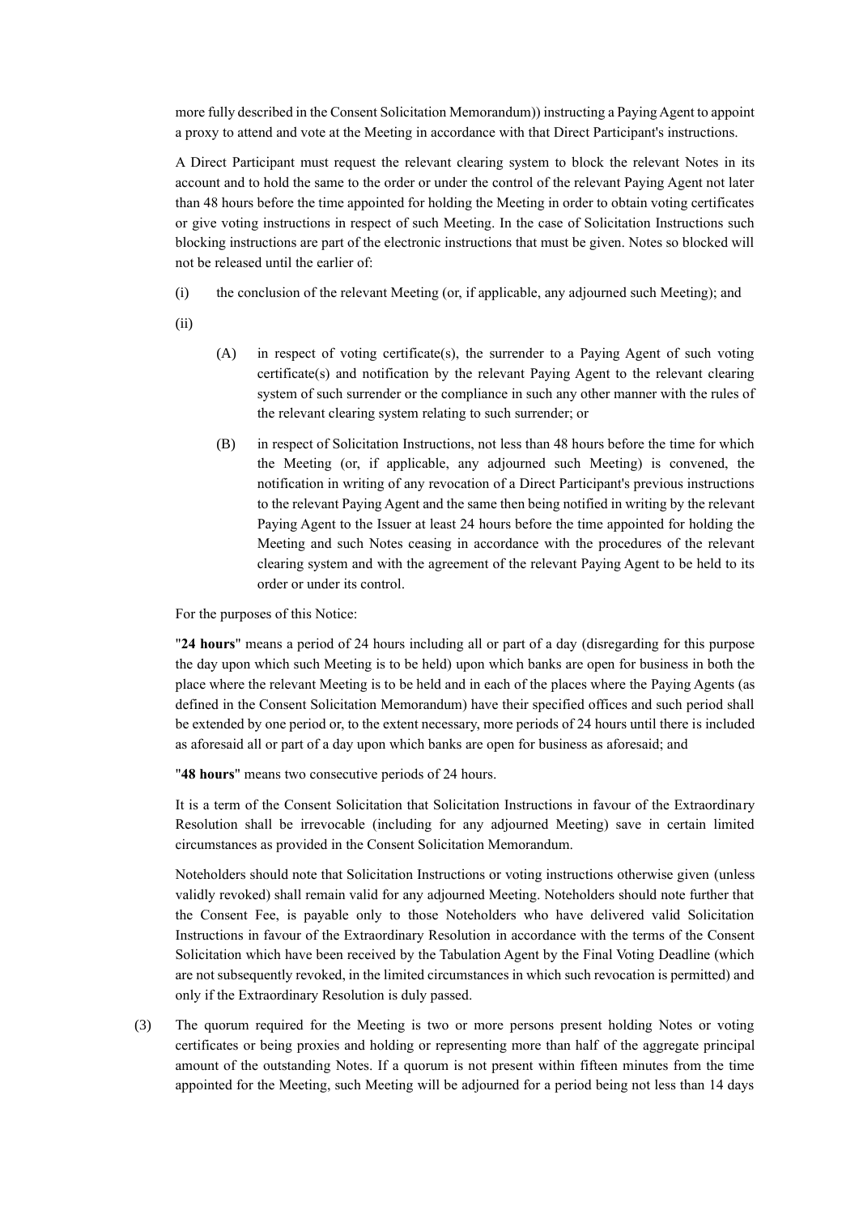more fully described in the Consent Solicitation Memorandum)) instructing a Paying Agent to appoint a proxy to attend and vote at the Meeting in accordance with that Direct Participant's instructions.

A Direct Participant must request the relevant clearing system to block the relevant Notes in its account and to hold the same to the order or under the control of the relevant Paying Agent not later than 48 hours before the time appointed for holding the Meeting in order to obtain voting certificates or give voting instructions in respect of such Meeting. In the case of Solicitation Instructions such blocking instructions are part of the electronic instructions that must be given. Notes so blocked will not be released until the earlier of:

(i) the conclusion of the relevant Meeting (or, if applicable, any adjourned such Meeting); and

(ii)

(A) in respect of voting certificate(s), the surrender to a Paying Agent of such voting certificate(s) and notification by the relevant Paying Agent to the relevant clearing system of such surrender or the compliance in such any other manner with the rules of the relevant clearing system relating to such surrender; or

(B) in respect of Solicitation Instructions, not less than 48 hours before the time for which the Meeting (or, if applicable, any adjourned such Meeting) is convened, the notification in writing of any revocation of a Direct Participant's previous instructions to the relevant Paying Agent and the same then being notified in writing by the relevant Paying Agent to the Issuer at least 24 hours before the time appointed for holding the Meeting and such Notes ceasing in accordance with the procedures of the relevant clearing system and with the agreement of the relevant Paying Agent to be held to its order or under its control.

For the purposes of this Notice:

"**24 hours**" means a period of 24 hours including all or part of a day (disregarding for this purpose the day upon which such Meeting is to be held) upon which banks are open for business in both the place where the relevant Meeting is to be held and in each of the places where the Paying Agents (as defined in the Consent Solicitation Memorandum) have their specified offices and such period shall be extended by one period or, to the extent necessary, more periods of 24 hours until there is included as aforesaid all or part of a day upon which banks are open for business as aforesaid; and

"**48 hours**" means two consecutive periods of 24 hours.

It is a term of the Consent Solicitation that Solicitation Instructions in favour of the Extraordinary Resolution shall be irrevocable (including for any adjourned Meeting) save in certain limited circumstances as provided in the Consent Solicitation Memorandum.

Noteholders should note that Solicitation Instructions or voting instructions otherwise given (unless validly revoked) shall remain valid for any adjourned Meeting. Noteholders should note further that the Consent Fee, is payable only to those Noteholders who have delivered valid Solicitation Instructions in favour of the Extraordinary Resolution in accordance with the terms of the Consent Solicitation which have been received by the Tabulation Agent by the Final Voting Deadline (which are not subsequently revoked, in the limited circumstances in which such revocation is permitted) and only if the Extraordinary Resolution is duly passed.

(3) The quorum required for the Meeting is two or more persons present holding Notes or voting certificates or being proxies and holding or representing more than half of the aggregate principal amount of the outstanding Notes. If a quorum is not present within fifteen minutes from the time appointed for the Meeting, such Meeting will be adjourned for a period being not less than 14 days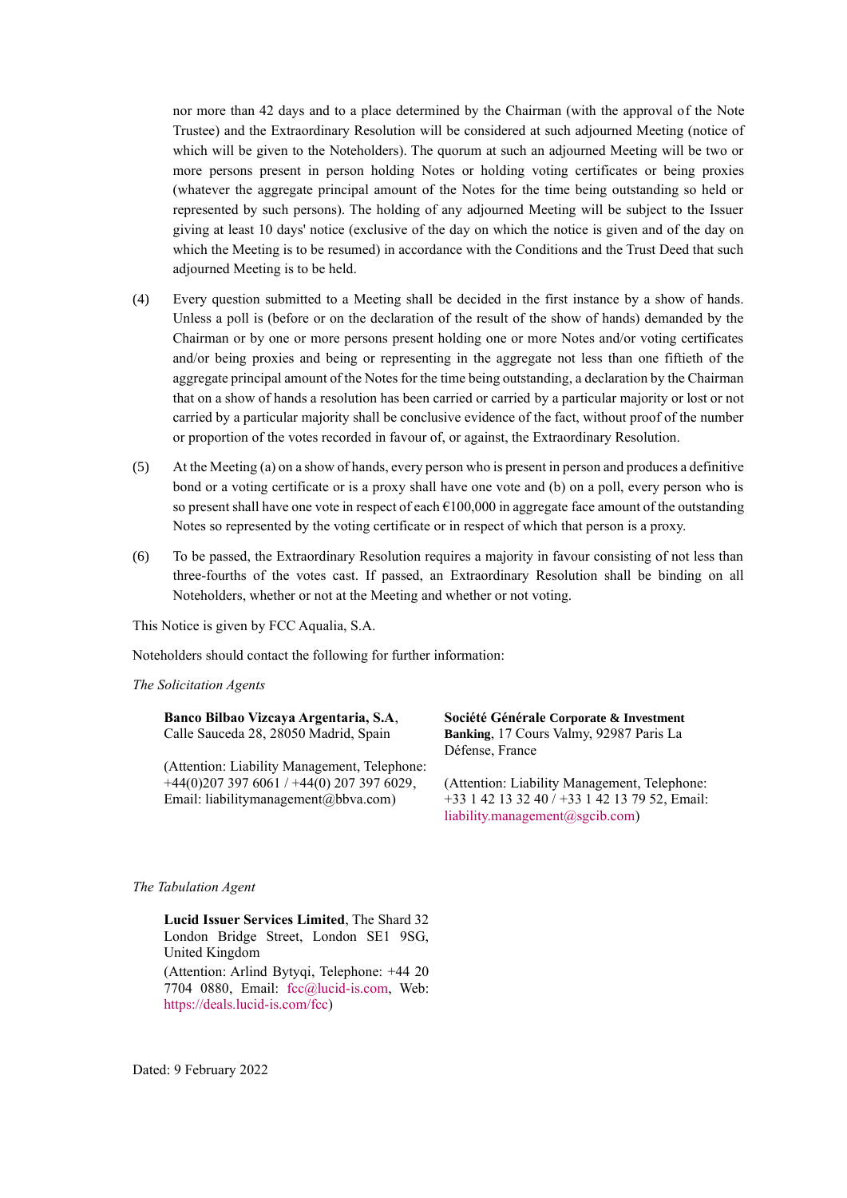nor more than 42 days and to a place determined by the Chairman (with the approval of the Note Trustee) and the Extraordinary Resolution will be considered at such adjourned Meeting (notice of which will be given to the Noteholders). The quorum at such an adjourned Meeting will be two or more persons present in person holding Notes or holding voting certificates or being proxies (whatever the aggregate principal amount of the Notes for the time being outstanding so held or represented by such persons). The holding of any adjourned Meeting will be subject to the Issuer giving at least 10 days' notice (exclusive of the day on which the notice is given and of the day on which the Meeting is to be resumed) in accordance with the Conditions and the Trust Deed that such adjourned Meeting is to be held.

(4) Every question submitted to a Meeting shall be decided in the first instance by a show of hands. Unless a poll is (before or on the declaration of the result of the show of hands) demanded by the Chairman or by one or more persons present holding one or more Notes and/or voting certificates and/or being proxies and being or representing in the aggregate not less than one fiftieth of the aggregate principal amount of the Notes for the time being outstanding, a declaration by the Chairman that on a show of hands a resolution has been carried or carried by a particular majority or lost or not carried by a particular majority shall be conclusive evidence of the fact, without proof of the number or proportion of the votes recorded in favour of, or against, the Extraordinary Resolution.

(5) At the Meeting (a) on a show of hands, every person who is present in person and produces a definitive bond or a voting certificate or is a proxy shall have one vote and (b) on a poll, every person who is so present shall have one vote in respect of each €100,000 in aggregate face amount of the outstanding Notes so represented by the voting certificate or in respect of which that person is a proxy.

(6) To be passed, the Extraordinary Resolution requires a majority in favour consisting of not less than three-fourths of the votes cast. If passed, an Extraordinary Resolution shall be binding on all Noteholders, whether or not at the Meeting and whether or not voting.

This Notice is given by FCC Aqualia, S.A.

Noteholders should contact the following for further information:

*The Solicitation Agents*

**Banco Bilbao Vizcaya Argentaria, S.A**, Calle Sauceda 28, 28050 Madrid, Spain

(Attention: Liability Management, Telephone: +44(0)207 397 6061 / +44(0) 207 397 6029, Email: liabilitymanagement@bbva.com)

**Société Générale Corporate & Investment Banking**, 17 Cours Valmy, 92987 Paris La Défense, France

(Attention: Liability Management, Telephone: +33 1 42 13 32 40 / +33 1 42 13 79 52, Email: liability.management@sgcib.com)

*The Tabulation Agent*

**Lucid Issuer Services Limited**, The Shard 32 London Bridge Street, London SE1 9SG, United Kingdom

(Attention: Arlind Bytyqi, Telephone: +44 20 7704 0880, Email: fcc@lucid-is.com, Web: https://deals.lucid-is.com/fcc)

Dated: 9 February 2022